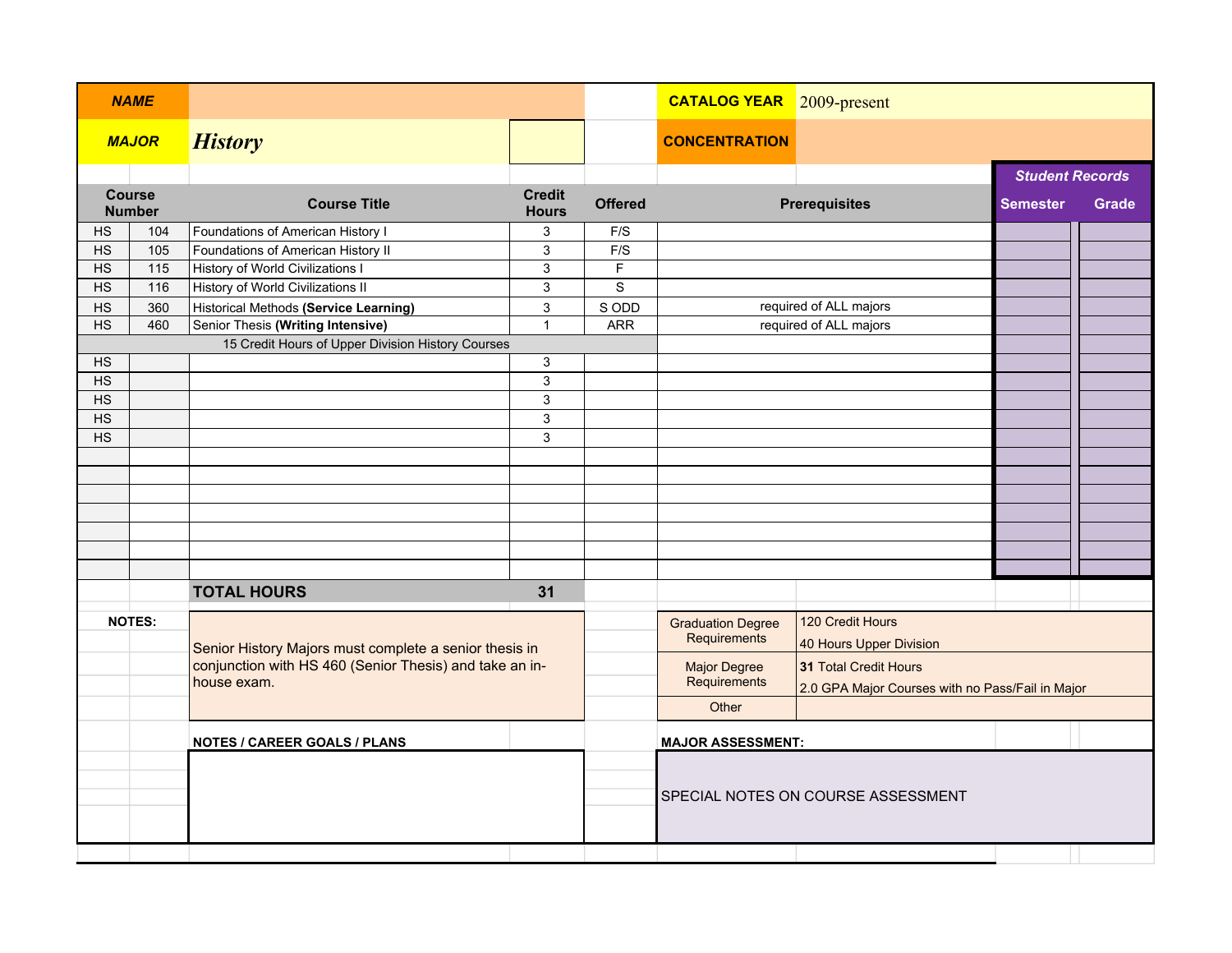| NAME | | CATALOG YEAR | 2009-present |
|---|---|---|---|
| MAJOR | ***History*** | CONCENTRATION | |

| Course Number | | Course Title | Credit Hours | Offered | Prerequisites | Semester | Grade |
|---|---|---|---|---|---|---|---|
| HS | 104 | Foundations of American History I | 3 | F/S | | | |
| HS | 105 | Foundations of American History II | 3 | F/S | | | |
| HS | 115 | History of World Civilizations I | 3 | F | | | |
| HS | 116 | History of World Civilizations II | 3 | S | | | |
| HS | 360 | Historical Methods **(Service Learning)** | 3 | S ODD | required of ALL majors | | |
| HS | 460 | Senior Thesis **(Writing Intensive)** | 1 | ARR | required of ALL majors | | |
| | | 15 Credit Hours of Upper Division History Courses | | | | | |
| HS | | | 3 | | | | |
| HS | | | 3 | | | | |
| HS | | | 3 | | | | |
| HS | | | 3 | | | | |
| HS | | | 3 | | | | |
| | | **TOTAL HOURS** | **31** | | | | |

**NOTES:**

Senior History Majors must complete a senior thesis in conjunction with HS 460 (Senior Thesis) and take an in-house exam.

| | |
|---|---|
| Graduation Degree Requirements | 120 Credit Hours<br>40 Hours Upper Division |
| Major Degree Requirements | **31** Total Credit Hours<br>2.0 GPA Major Courses with no Pass/Fail in Major |
| Other | |

**NOTES / CAREER GOALS / PLANS**

**MAJOR ASSESSMENT:**

SPECIAL NOTES ON COURSE ASSESSMENT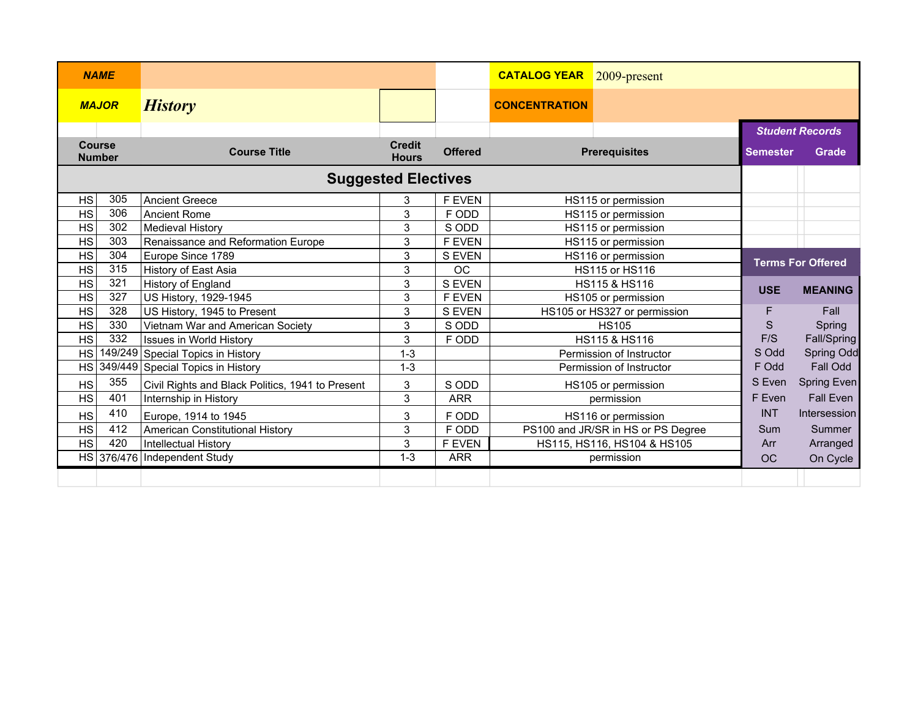| NAME | | | CATALOG YEAR | 2009-present |
|---|---|---|---|---|
| MAJOR | *History* | | CONCENTRATION | |

| Course Number | | Course Title | Credit Hours | Offered | Prerequisites | Student Records Semester | Grade |
|---|---|---|---|---|---|---|---|
| **Suggested Electives** | | | | | | | |
| HS | 305 | Ancient Greece | 3 | F EVEN | HS115 or permission | | |
| HS | 306 | Ancient Rome | 3 | F ODD | HS115 or permission | | |
| HS | 302 | Medieval History | 3 | S ODD | HS115 or permission | | |
| HS | 303 | Renaissance and Reformation Europe | 3 | F EVEN | HS115 or permission | | |
| HS | 304 | Europe Since 1789 | 3 | S EVEN | HS116 or permission | | |
| HS | 315 | History of East Asia | 3 | OC | HS115 or HS116 | | |
| HS | 321 | History of England | 3 | S EVEN | HS115 & HS116 | | |
| HS | 327 | US History, 1929-1945 | 3 | F EVEN | HS105 or permission | | |
| HS | 328 | US History, 1945 to Present | 3 | S EVEN | HS105 or HS327 or permission | | |
| HS | 330 | Vietnam War and American Society | 3 | S ODD | HS105 | | |
| HS | 332 | Issues in World History | 3 | F ODD | HS115 & HS116 | | |
| HS | 149/249 | Special Topics in History | 1-3 | | Permission of Instructor | | |
| HS | 349/449 | Special Topics in History | 1-3 | | Permission of Instructor | | |
| HS | 355 | Civil Rights and Black Politics, 1941 to Present | 3 | S ODD | HS105 or permission | | |
| HS | 401 | Internship in History | 3 | ARR | permission | | |
| HS | 410 | Europe, 1914 to 1945 | 3 | F ODD | HS116 or permission | | |
| HS | 412 | American Constitutional History | 3 | F ODD | PS100 and JR/SR in HS or PS Degree | | |
| HS | 420 | Intellectual History | 3 | F EVEN | HS115, HS116, HS104 & HS105 | | |
| HS | 376/476 | Independent Study | 1-3 | ARR | permission | | |

**Terms For Offered**

| USE | MEANING |
|---|---|
| F | Fall |
| S | Spring |
| F/S | Fall/Spring |
| S Odd | Spring Odd |
| F Odd | Fall Odd |
| S Even | Spring Even |
| F Even | Fall Even |
| INT | Intersession |
| Sum | Summer |
| Arr | Arranged |
| OC | On Cycle |